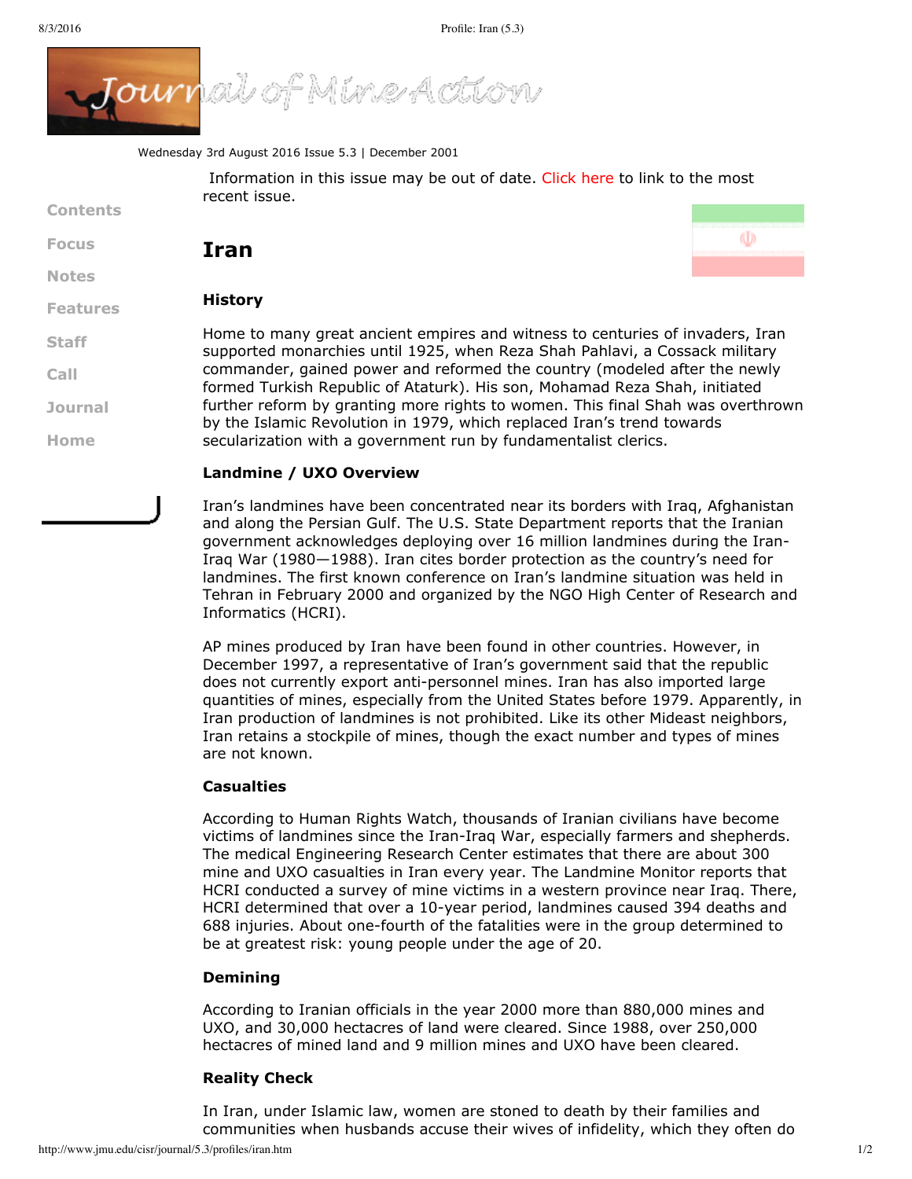Wednesday 3rd August 2016 Issue 5.3 | December 2001

Information in this issue may be out of date. Click here to link to the most recent issue.

Contents

Focus

Notes

Features

Staff

Call

Journal

Home

# Iran

## History

Home to many great ancient empires and witness to centuries of invaders, Iran supported monarchies until 1925, when Reza Shah Pahlavi, a Cossack military commander, gained power and reformed the country (modeled after the newly formed Turkish Republic of Ataturk). His son, Mohamad Reza Shah, initiated further reform by granting more rights to women. This final Shah was overthrown by the Islamic Revolution in 1979, which replaced Iran's trend towards secularization with a government run by fundamentalist clerics.

## Landmine / UXO Overview

Iran's landmines have been concentrated near its borders with Iraq, Afghanistan and along the Persian Gulf. The U.S. State Department reports that the Iranian government acknowledges deploying over 16 million landmines during the Iran-Iraq War (1980—1988). Iran cites border protection as the country's need for landmines. The first known conference on Iran's landmine situation was held in Tehran in February 2000 and organized by the NGO High Center of Research and Informatics (HCRI).

AP mines produced by Iran have been found in other countries. However, in December 1997, a representative of Iran's government said that the republic does not currently export anti-personnel mines. Iran has also imported large quantities of mines, especially from the United States before 1979. Apparently, in Iran production of landmines is not prohibited. Like its other Mideast neighbors, Iran retains a stockpile of mines, though the exact number and types of mines are not known.

## Casualties

According to Human Rights Watch, thousands of Iranian civilians have become victims of landmines since the Iran-Iraq War, especially farmers and shepherds. The medical Engineering Research Center estimates that there are about 300 mine and UXO casualties in Iran every year. The Landmine Monitor reports that HCRI conducted a survey of mine victims in a western province near Iraq. There, HCRI determined that over a 10-year period, landmines caused 394 deaths and 688 injuries. About one-fourth of the fatalities were in the group determined to be at greatest risk: young people under the age of 20.

## Demining

According to Iranian officials in the year 2000 more than 880,000 mines and UXO, and 30,000 hectacres of land were cleared. Since 1988, over 250,000 hectacres of mined land and 9 million mines and UXO have been cleared.

## Reality Check

In Iran, under Islamic law, women are stoned to death by their families and communities when husbands accuse their wives of infidelity, which they often do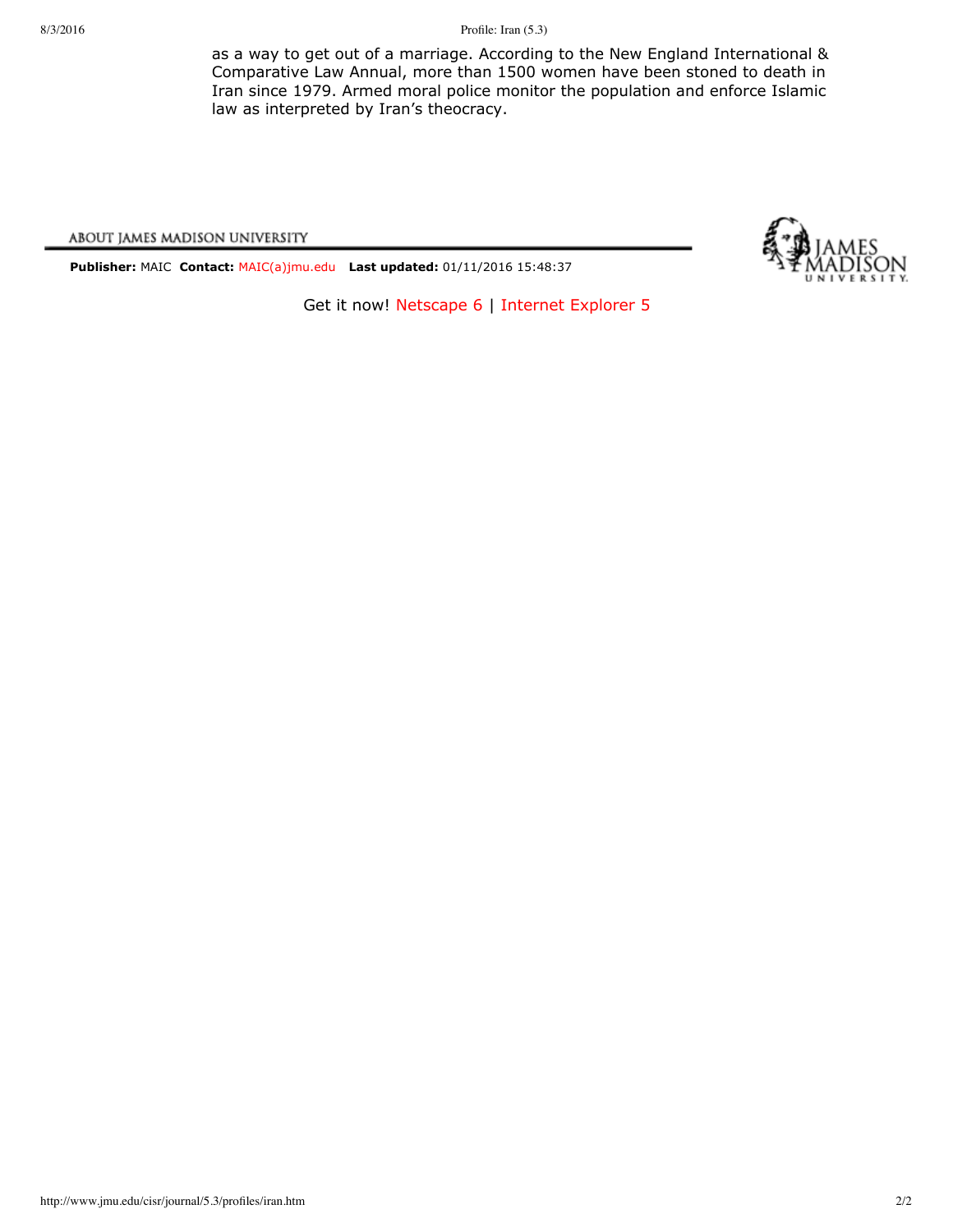as a way to get out of a marriage. According to the New England International & Comparative Law Annual, more than 1500 women have been stoned to death in Iran since 1979. Armed moral police monitor the population and enforce Islamic law as interpreted by Iran's theocracy.

ABOUT JAMES MADISON UNIVERSITY

**Publisher:** MAIC **Contact:** MAIC(a)jmu.edu **Last updated:** 01/11/2016 15:48:37

Get it now! Netscape 6 | Internet Explorer 5